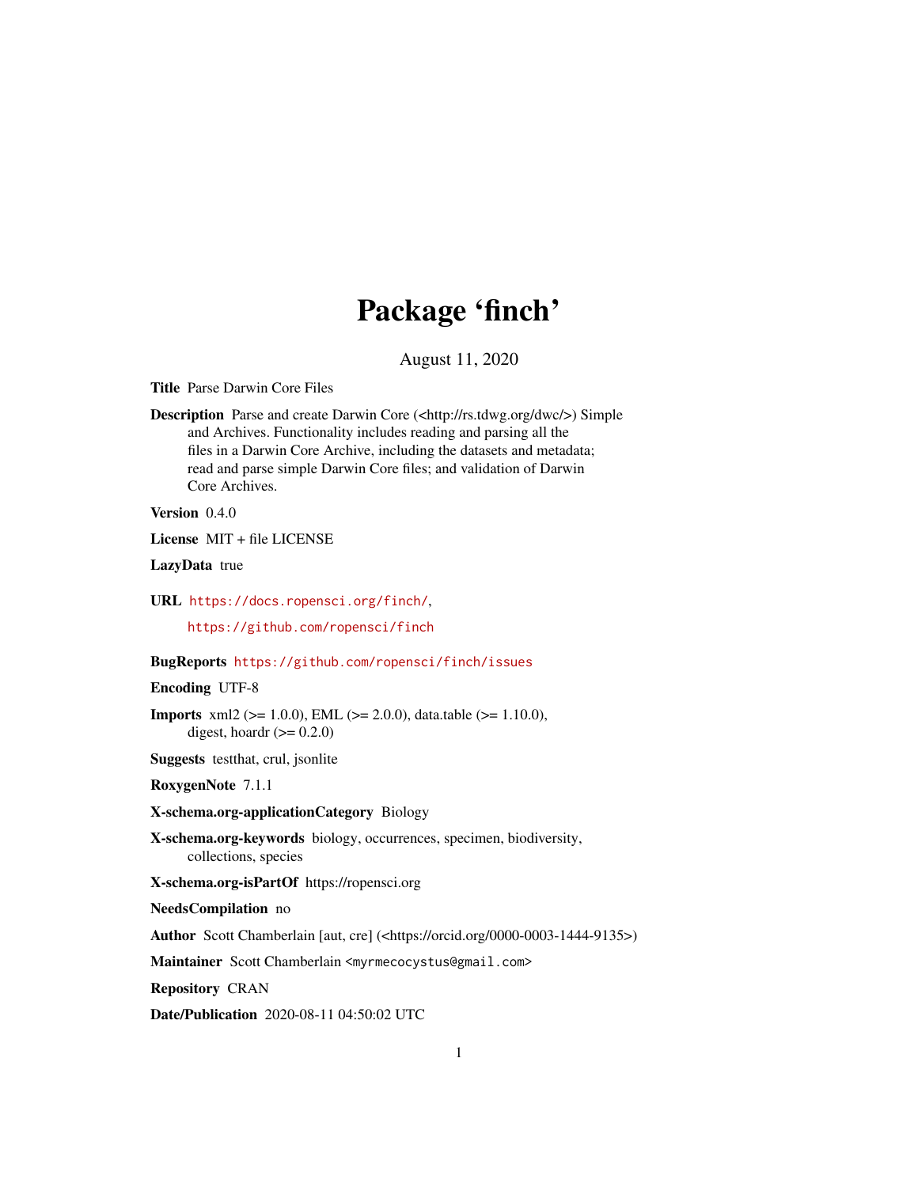# Package 'finch'

August 11, 2020

**Title** Parse Darwin Core Files

**Description** Parse and create Darwin Core (<http://rs.tdwg.org/dwc/>) Simple and Archives. Functionality includes reading and parsing all the files in a Darwin Core Archive, including the datasets and metadata; read and parse simple Darwin Core files; and validation of Darwin Core Archives.

**Version** 0.4.0

**License** MIT + file LICENSE

**LazyData** true

**URL** https://docs.ropensci.org/finch/,
https://github.com/ropensci/finch

**BugReports** https://github.com/ropensci/finch/issues

**Encoding** UTF-8

**Imports** xml2 (>= 1.0.0), EML (>= 2.0.0), data.table (>= 1.10.0), digest, hoardr (>= 0.2.0)

**Suggests** testthat, crul, jsonlite

**RoxygenNote** 7.1.1

**X-schema.org-applicationCategory** Biology

**X-schema.org-keywords** biology, occurrences, specimen, biodiversity, collections, species

**X-schema.org-isPartOf** https://ropensci.org

**NeedsCompilation** no

**Author** Scott Chamberlain [aut, cre] (<https://orcid.org/0000-0003-1444-9135>)

**Maintainer** Scott Chamberlain <myrmecocystus@gmail.com>

**Repository** CRAN

**Date/Publication** 2020-08-11 04:50:02 UTC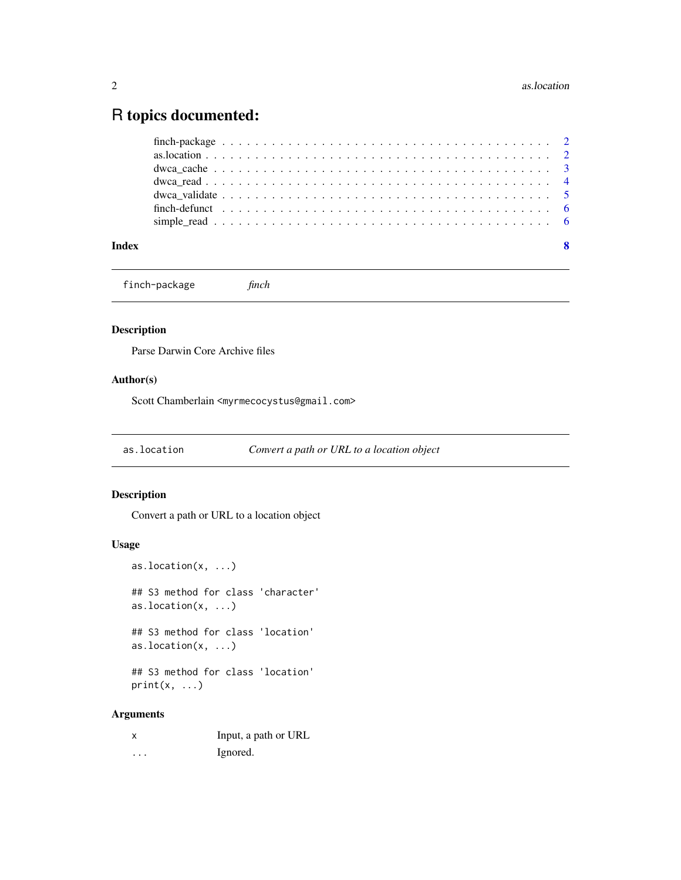# R topics documented:

| | |
|---|---|
| finch-package | 2 |
| as.location | 2 |
| dwca_cache | 3 |
| dwca_read | 4 |
| dwca_validate | 5 |
| finch-defunct | 6 |
| simple_read | 6 |
| **Index** | **8** |

---

`finch-package` *finch*

---

### Description

Parse Darwin Core Archive files

### Author(s)

Scott Chamberlain <myrmecocystus@gmail.com>

---

`as.location` *Convert a path or URL to a location object*

---

### Description

Convert a path or URL to a location object

### Usage

```
as.location(x, ...)

## S3 method for class 'character'
as.location(x, ...)

## S3 method for class 'location'
as.location(x, ...)

## S3 method for class 'location'
print(x, ...)
```

### Arguments

| | |
|---|---|
| x | Input, a path or URL |
| ... | Ignored. |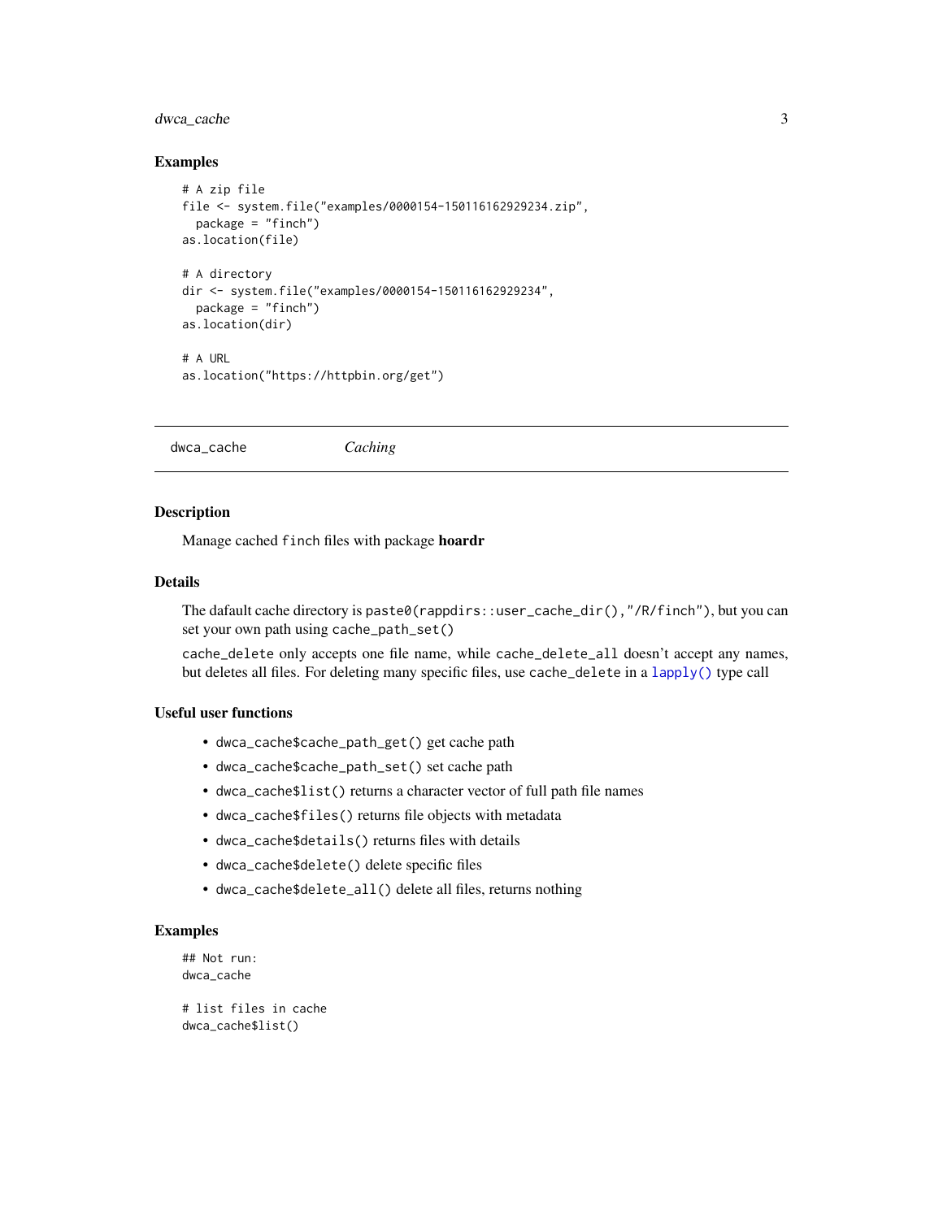### Examples

```
# A zip file
file <- system.file("examples/0000154-150116162929234.zip",
  package = "finch")
as.location(file)

# A directory
dir <- system.file("examples/0000154-150116162929234",
  package = "finch")
as.location(dir)

# A URL
as.location("https://httpbin.org/get")
```

---

## dwca_cache — *Caching*

---

### Description

Manage cached `finch` files with package **hoardr**

### Details

The dafault cache directory is `paste0(rappdirs::user_cache_dir(),"/R/finch")`, but you can set your own path using `cache_path_set()`

`cache_delete` only accepts one file name, while `cache_delete_all` doesn't accept any names, but deletes all files. For deleting many specific files, use `cache_delete` in a `lapply()` type call

### Useful user functions

- `dwca_cache$cache_path_get()` get cache path
- `dwca_cache$cache_path_set()` set cache path
- `dwca_cache$list()` returns a character vector of full path file names
- `dwca_cache$files()` returns file objects with metadata
- `dwca_cache$details()` returns files with details
- `dwca_cache$delete()` delete specific files
- `dwca_cache$delete_all()` delete all files, returns nothing

### Examples

```
## Not run:
dwca_cache

# list files in cache
dwca_cache$list()
```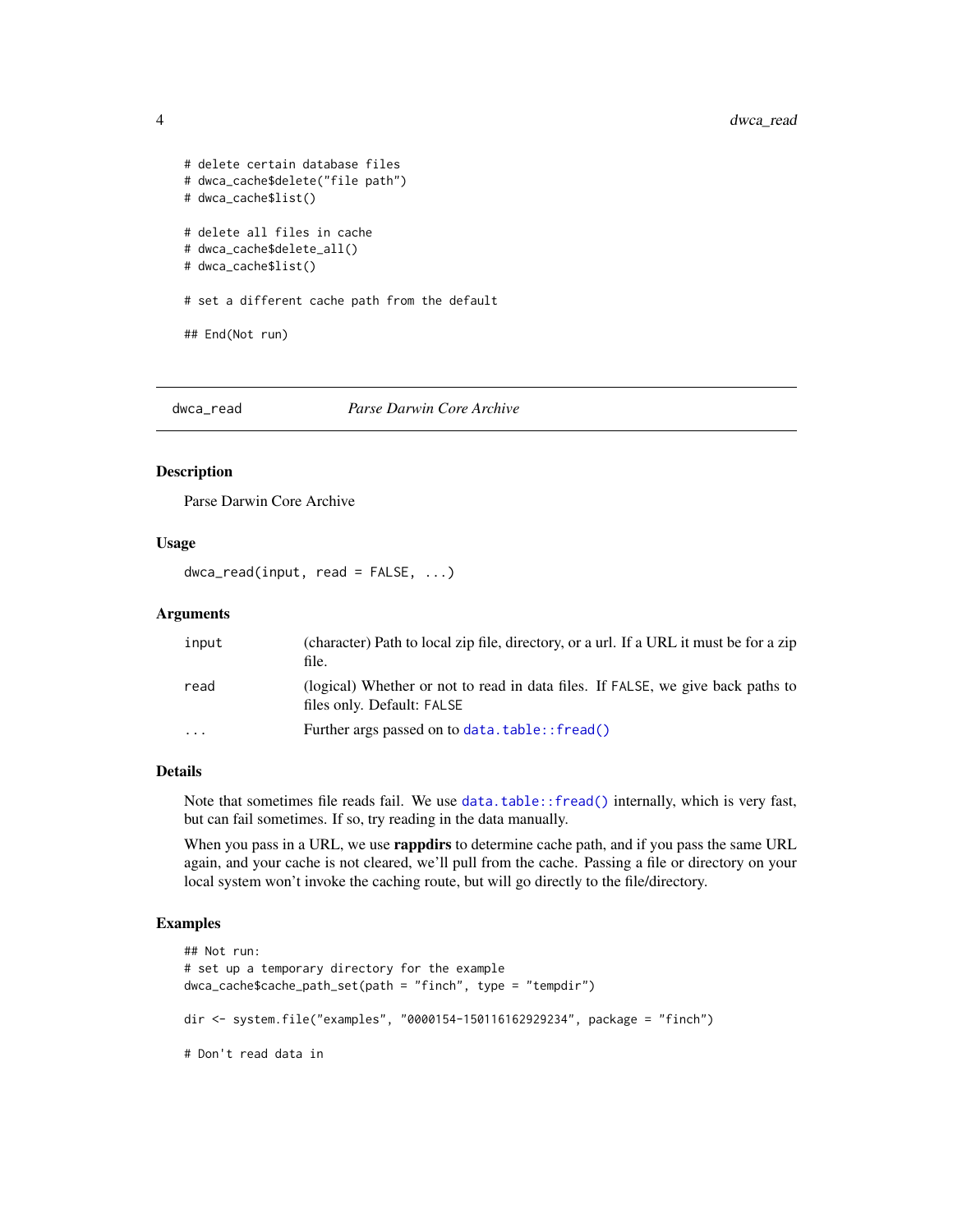```
# delete certain database files
# dwca_cache$delete("file path")
# dwca_cache$list()

# delete all files in cache
# dwca_cache$delete_all()
# dwca_cache$list()

# set a different cache path from the default

## End(Not run)
```

---

## dwca_read — *Parse Darwin Core Archive*

---

### Description

Parse Darwin Core Archive

### Usage

```
dwca_read(input, read = FALSE, ...)
```

### Arguments

| | |
|---|---|
| `input` | (character) Path to local zip file, directory, or a url. If a URL it must be for a zip file. |
| `read` | (logical) Whether or not to read in data files. If `FALSE`, we give back paths to files only. Default: `FALSE` |
| `...` | Further args passed on to `data.table::fread()` |

### Details

Note that sometimes file reads fail. We use `data.table::fread()` internally, which is very fast, but can fail sometimes. If so, try reading in the data manually.

When you pass in a URL, we use **rappdirs** to determine cache path, and if you pass the same URL again, and your cache is not cleared, we'll pull from the cache. Passing a file or directory on your local system won't invoke the caching route, but will go directly to the file/directory.

### Examples

```
## Not run:
# set up a temporary directory for the example
dwca_cache$cache_path_set(path = "finch", type = "tempdir")

dir <- system.file("examples", "0000154-150116162929234", package = "finch")

# Don't read data in
```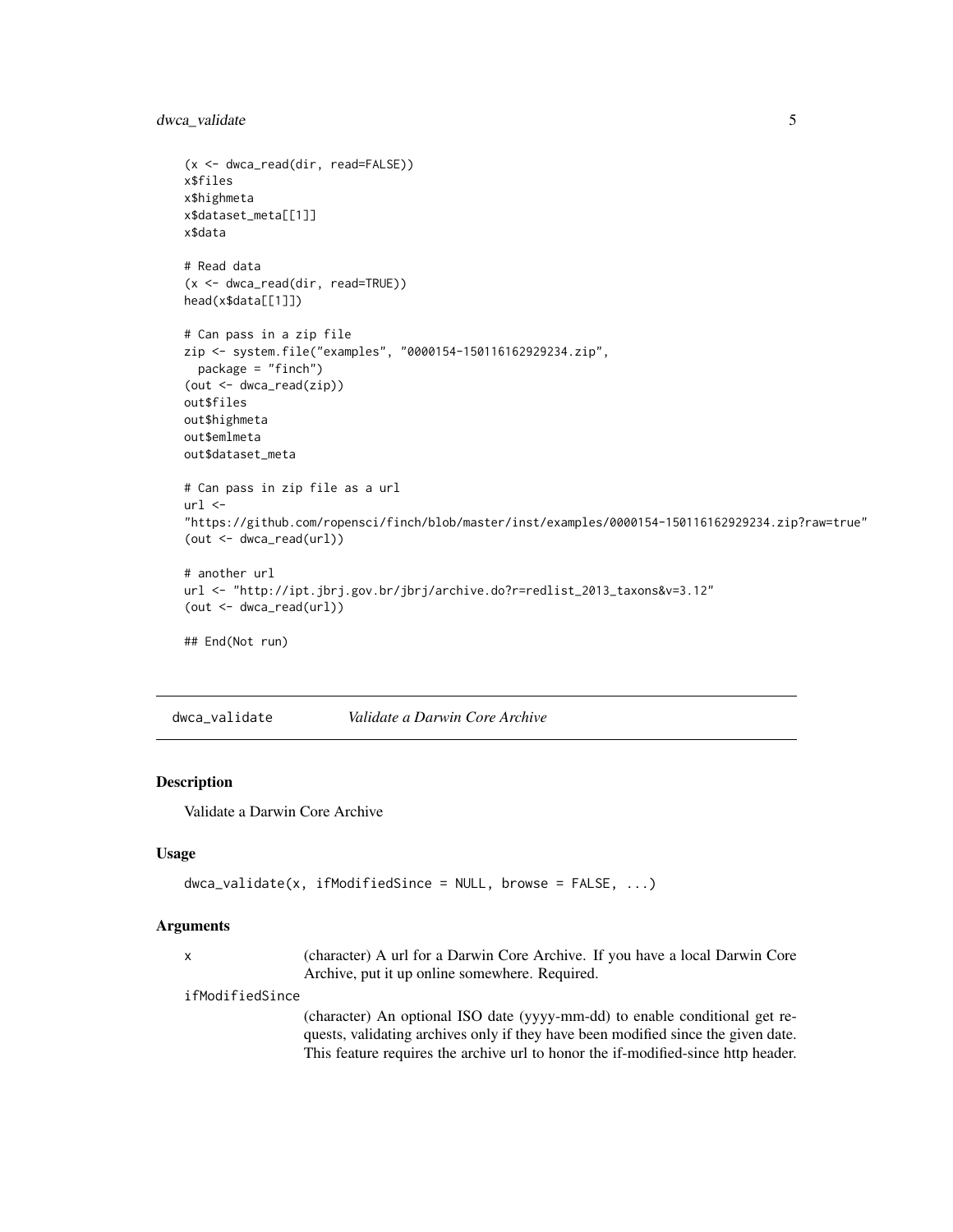```
(x <- dwca_read(dir, read=FALSE))
x$files
x$highmeta
x$dataset_meta[[1]]
x$data

# Read data
(x <- dwca_read(dir, read=TRUE))
head(x$data[[1]])

# Can pass in a zip file
zip <- system.file("examples", "0000154-150116162929234.zip",
  package = "finch")
(out <- dwca_read(zip))
out$files
out$highmeta
out$emlmeta
out$dataset_meta

# Can pass in zip file as a url
url <-
"https://github.com/ropensci/finch/blob/master/inst/examples/0000154-150116162929234.zip?raw=true"
(out <- dwca_read(url))

# another url
url <- "http://ipt.jbrj.gov.br/jbrj/archive.do?r=redlist_2013_taxons&v=3.12"
(out <- dwca_read(url))

## End(Not run)
```

## dwca_validate *Validate a Darwin Core Archive*

### Description

Validate a Darwin Core Archive

### Usage

```
dwca_validate(x, ifModifiedSince = NULL, browse = FALSE, ...)
```

### Arguments

- `x` — (character) A url for a Darwin Core Archive. If you have a local Darwin Core Archive, put it up online somewhere. Required.
- `ifModifiedSince` — (character) An optional ISO date (yyyy-mm-dd) to enable conditional get requests, validating archives only if they have been modified since the given date. This feature requires the archive url to honor the if-modified-since http header.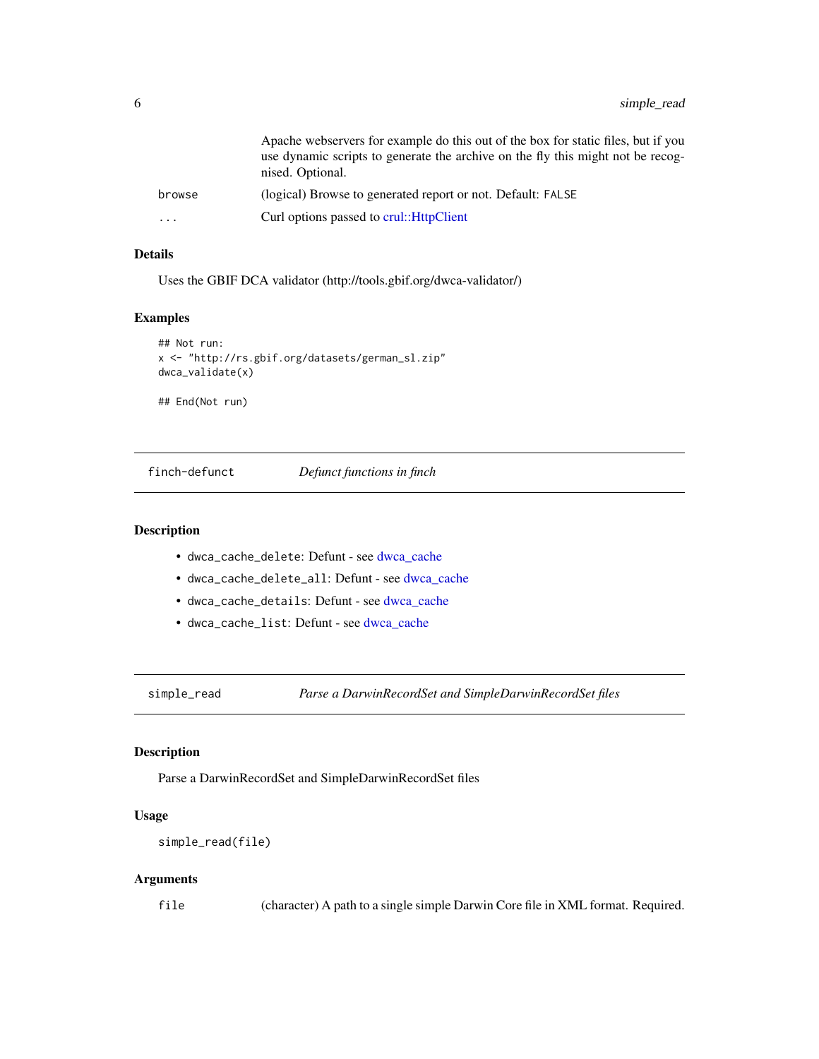| | |
|---|---|
| | Apache webservers for example do this out of the box for static files, but if you use dynamic scripts to generate the archive on the fly this might not be recognised. Optional. |
| `browse` | (logical) Browse to generated report or not. Default: `FALSE` |
| `...` | Curl options passed to crul::HttpClient |

### Details

Uses the GBIF DCA validator (http://tools.gbif.org/dwca-validator/)

### Examples

```
## Not run:
x <- "http://rs.gbif.org/datasets/german_sl.zip"
dwca_validate(x)

## End(Not run)
```

---

## `finch-defunct` *Defunct functions in finch*

---

### Description

- `dwca_cache_delete`: Defunt - see dwca_cache
- `dwca_cache_delete_all`: Defunt - see dwca_cache
- `dwca_cache_details`: Defunt - see dwca_cache
- `dwca_cache_list`: Defunt - see dwca_cache

---

## `simple_read` *Parse a DarwinRecordSet and SimpleDarwinRecordSet files*

---

### Description

Parse a DarwinRecordSet and SimpleDarwinRecordSet files

### Usage

```
simple_read(file)
```

### Arguments

| | |
|---|---|
| `file` | (character) A path to a single simple Darwin Core file in XML format. Required. |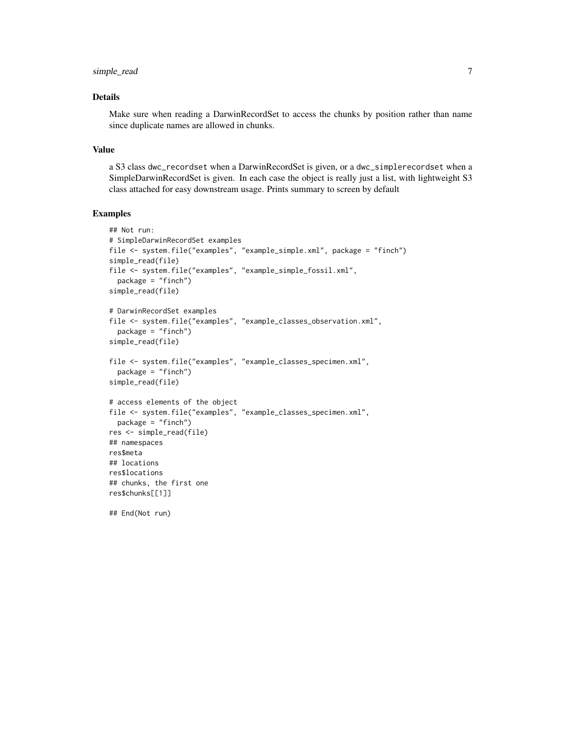## Details

Make sure when reading a DarwinRecordSet to access the chunks by position rather than name since duplicate names are allowed in chunks.

## Value

a S3 class `dwc_recordset` when a DarwinRecordSet is given, or a `dwc_simplerecordset` when a SimpleDarwinRecordSet is given. In each case the object is really just a list, with lightweight S3 class attached for easy downstream usage. Prints summary to screen by default

## Examples

```
## Not run:
# SimpleDarwinRecordSet examples
file <- system.file("examples", "example_simple.xml", package = "finch")
simple_read(file)
file <- system.file("examples", "example_simple_fossil.xml",
  package = "finch")
simple_read(file)

# DarwinRecordSet examples
file <- system.file("examples", "example_classes_observation.xml",
  package = "finch")
simple_read(file)

file <- system.file("examples", "example_classes_specimen.xml",
  package = "finch")
simple_read(file)

# access elements of the object
file <- system.file("examples", "example_classes_specimen.xml",
  package = "finch")
res <- simple_read(file)
## namespaces
res$meta
## locations
res$locations
## chunks, the first one
res$chunks[[1]]

## End(Not run)
```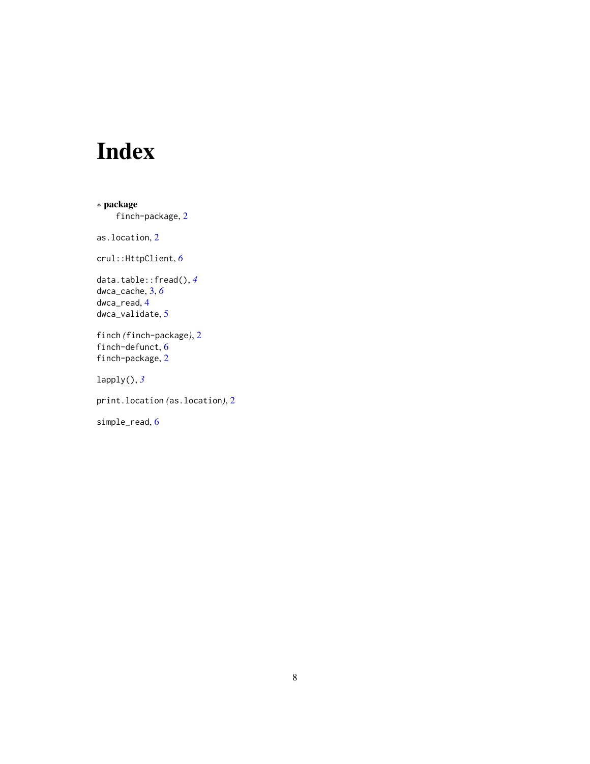# Index

* **package**
    finch-package, 2

as.location, 2

crul::HttpClient, *6*

data.table::fread(), *4*
dwca_cache, 3, *6*
dwca_read, 4
dwca_validate, 5

finch *(*finch-package*)*, 2
finch-defunct, 6
finch-package, 2

lapply(), *3*

print.location *(*as.location*)*, 2

simple_read, 6